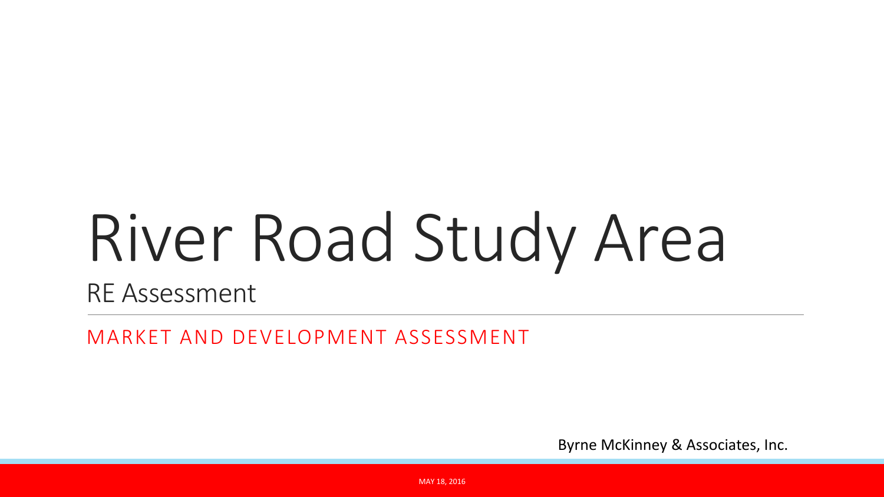# River Road Study Area

## RE Assessment

MARKET AND DEVELOPMENT ASSESSMENT

Byrne McKinney & Associates, Inc.

MAY 18, 2016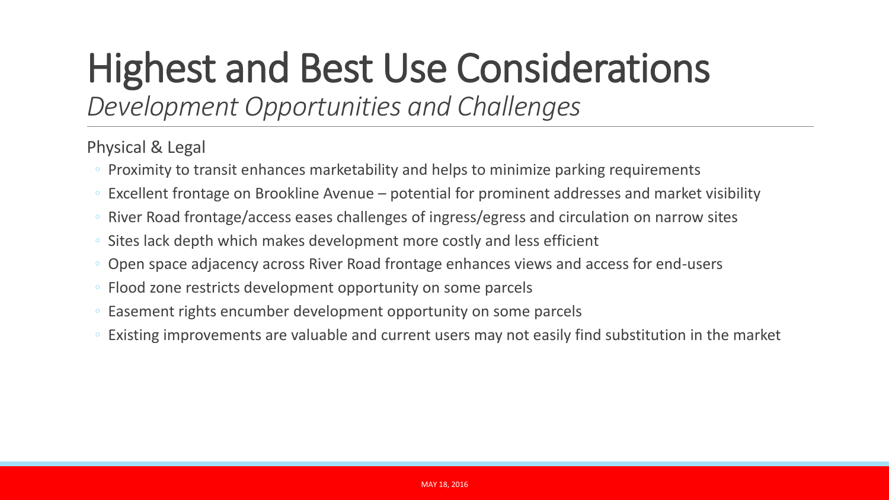# Highest and Best Use Considerations

*Development Opportunities and Challenges*

Physical & Legal

- Proximity to transit enhances marketability and helps to minimize parking requirements
- Excellent frontage on Brookline Avenue – potential for prominent addresses and market visibility
- River Road frontage/access eases challenges of ingress/egress and circulation on narrow sites
- Sites lack depth which makes development more costly and less efficient
- Open space adjacency across River Road frontage enhances views and access for end-users
- Flood zone restricts development opportunity on some parcels
- Easement rights encumber development opportunity on some parcels
- Existing improvements are valuable and current users may not easily find substitution in the market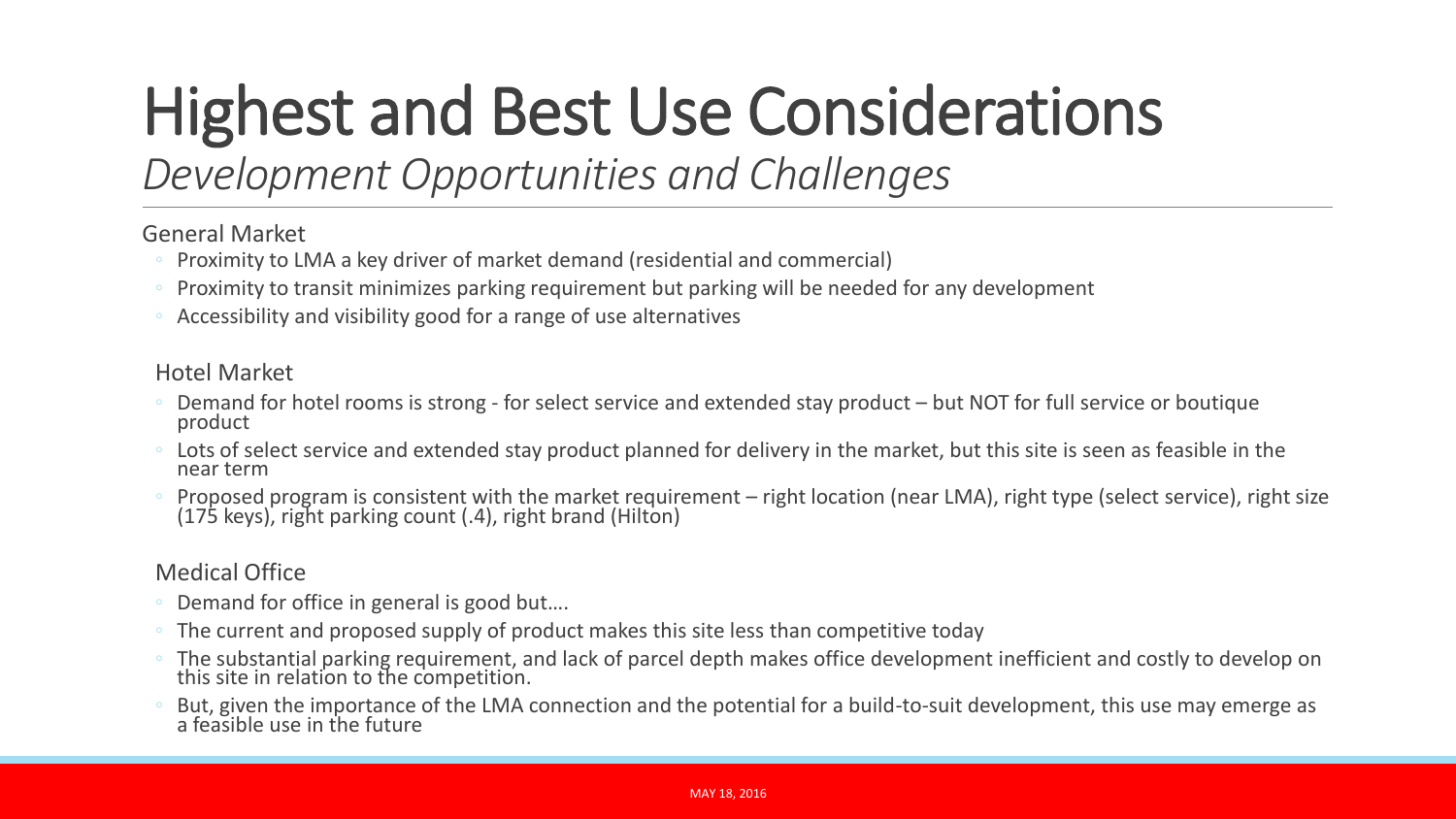# Highest and Best Use Considerations

*Development Opportunities and Challenges*

General Market

- Proximity to LMA a key driver of market demand (residential and commercial)
- Proximity to transit minimizes parking requirement but parking will be needed for any development
- Accessibility and visibility good for a range of use alternatives

Hotel Market

- Demand for hotel rooms is strong - for select service and extended stay product – but NOT for full service or boutique product
- Lots of select service and extended stay product planned for delivery in the market, but this site is seen as feasible in the near term
- Proposed program is consistent with the market requirement – right location (near LMA), right type (select service), right size (175 keys), right parking count (.4), right brand (Hilton)

Medical Office

- Demand for office in general is good but….
- The current and proposed supply of product makes this site less than competitive today
- The substantial parking requirement, and lack of parcel depth makes office development inefficient and costly to develop on this site in relation to the competition.
- But, given the importance of the LMA connection and the potential for a build-to-suit development, this use may emerge as a feasible use in the future

MAY 18, 2016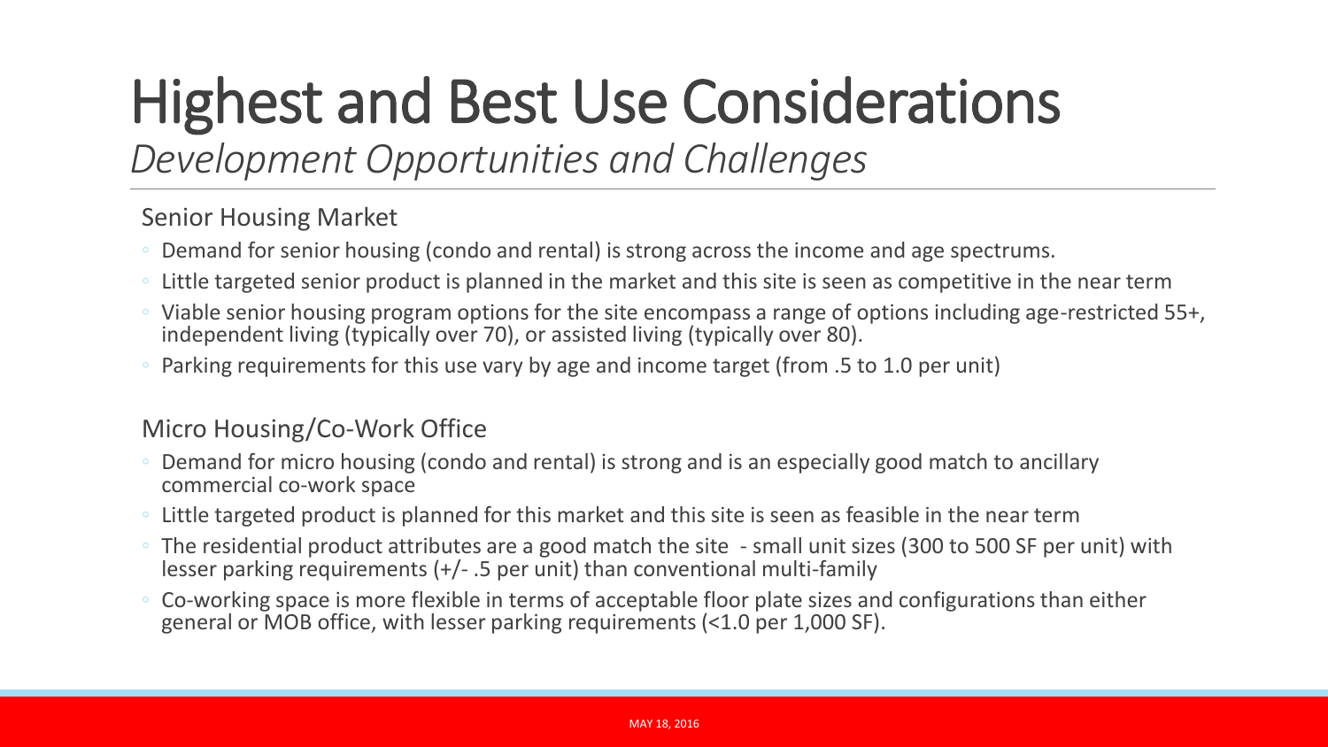# Highest and Best Use Considerations

*Development Opportunities and Challenges*

## Senior Housing Market

- Demand for senior housing (condo and rental) is strong across the income and age spectrums.
- Little targeted senior product is planned in the market and this site is seen as competitive in the near term
- Viable senior housing program options for the site encompass a range of options including age-restricted 55+, independent living (typically over 70), or assisted living (typically over 80).
- Parking requirements for this use vary by age and income target (from .5 to 1.0 per unit)

## Micro Housing/Co-Work Office

- Demand for micro housing (condo and rental) is strong and is an especially good match to ancillary commercial co-work space
- Little targeted product is planned for this market and this site is seen as feasible in the near term
- The residential product attributes are a good match the site - small unit sizes (300 to 500 SF per unit) with lesser parking requirements (+/- .5 per unit) than conventional multi-family
- Co-working space is more flexible in terms of acceptable floor plate sizes and configurations than either general or MOB office, with lesser parking requirements (<1.0 per 1,000 SF).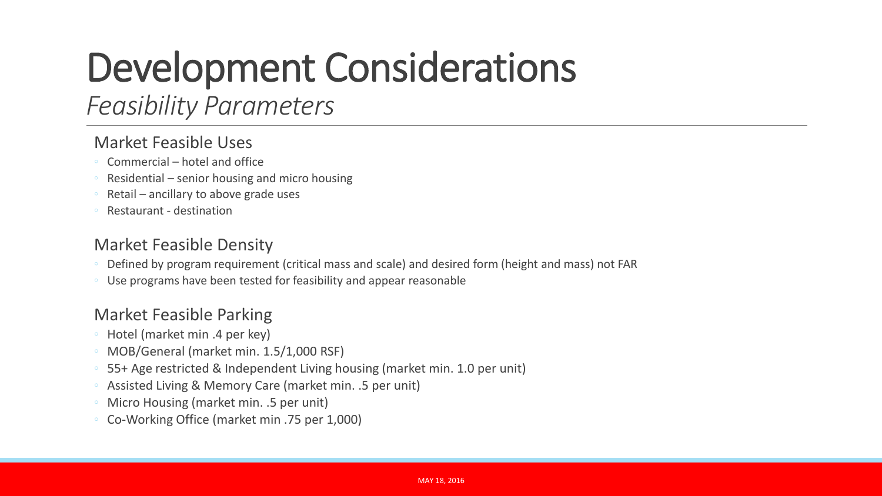# Development Considerations

*Feasibility Parameters*

## Market Feasible Uses

- Commercial – hotel and office
- Residential – senior housing and micro housing
- Retail – ancillary to above grade uses
- Restaurant - destination

## Market Feasible Density

- Defined by program requirement (critical mass and scale) and desired form (height and mass) not FAR
- Use programs have been tested for feasibility and appear reasonable

## Market Feasible Parking

- Hotel (market min .4 per key)
- MOB/General (market min. 1.5/1,000 RSF)
- 55+ Age restricted & Independent Living housing (market min. 1.0 per unit)
- Assisted Living & Memory Care (market min. .5 per unit)
- Micro Housing (market min. .5 per unit)
- Co-Working Office (market min .75 per 1,000)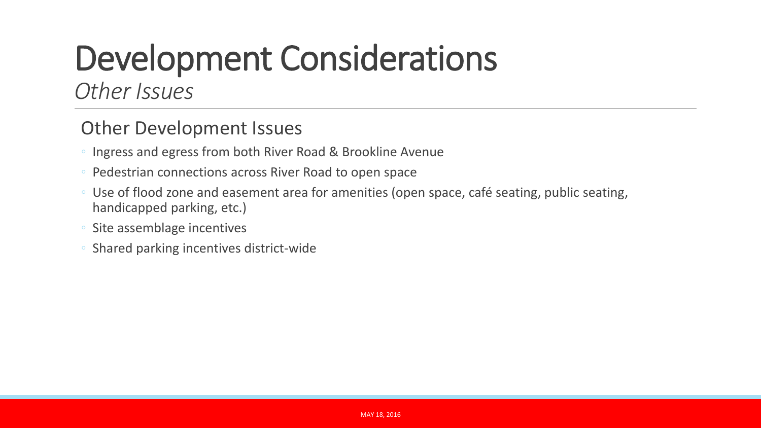# Development Considerations

*Other Issues*

## Other Development Issues

- Ingress and egress from both River Road & Brookline Avenue
- Pedestrian connections across River Road to open space
- Use of flood zone and easement area for amenities (open space, café seating, public seating, handicapped parking, etc.)
- Site assemblage incentives
- Shared parking incentives district-wide